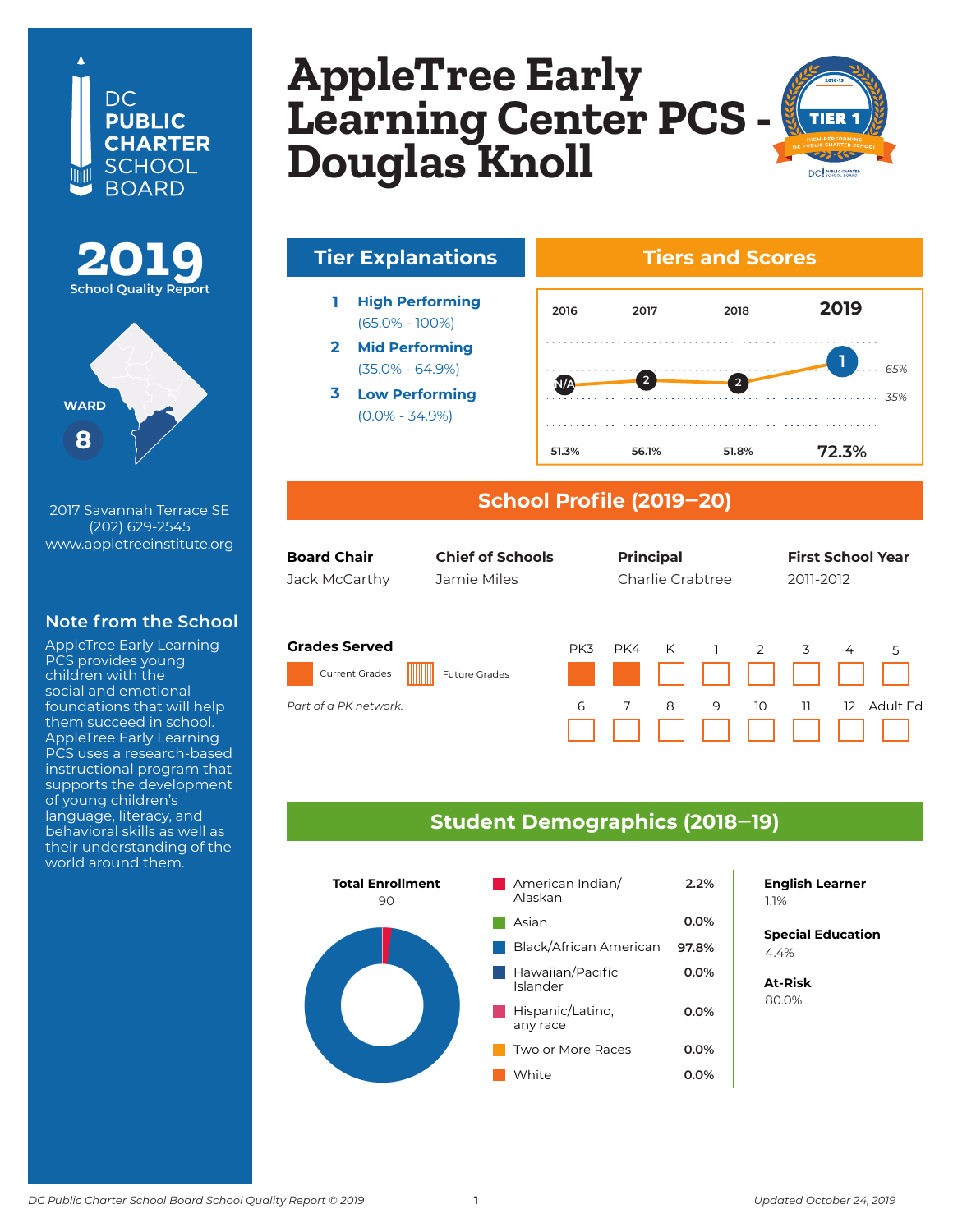DC PUBLIC CHARTER SCHOOL BOARD

# 2019 School Quality Report

WARD 8

2017 Savannah Terrace SE
(202) 629-2545
www.appletreeinstitute.org

## Note from the School

AppleTree Early Learning PCS provides young children with the social and emotional foundations that will help them succeed in school. AppleTree Early Learning PCS uses a research-based instructional program that supports the development of young children's language, literacy, and behavioral skills as well as their understanding of the world around them.

# AppleTree Early Learning Center PCS - Douglas Knoll

2018-19 TIER 1 HIGH-PERFORMING DC PUBLIC CHARTER SCHOOL

## Tier Explanations

1. **High Performing** (65.0% - 100%)
2. **Mid Performing** (35.0% - 64.9%)
3. **Low Performing** (0.0% - 34.9%)

## Tiers and Scores

| | 2016 | 2017 | 2018 | 2019 |
|---|---|---|---|---|
| Tier | N/A | 2 | 2 | 1 |
| Score | 51.3% | 56.1% | 51.8% | 72.3% |

## School Profile (2019–20)

| Board Chair | Chief of Schools | Principal | First School Year |
|---|---|---|---|
| Jack McCarthy | Jamie Miles | Charlie Crabtree | 2011-2012 |

### Grades Served

Current Grades: PK3, PK4

Future Grades: None

*Part of a PK network.*

## Student Demographics (2018–19)

**Total Enrollment**
90

| Race/Ethnicity | Percent |
|---|---|
| American Indian/Alaskan | 2.2% |
| Asian | 0.0% |
| Black/African American | 97.8% |
| Hawaiian/Pacific Islander | 0.0% |
| Hispanic/Latino, any race | 0.0% |
| Two or More Races | 0.0% |
| White | 0.0% |

**English Learner**
1.1%

**Special Education**
4.4%

**At-Risk**
80.0%

*DC Public Charter School Board School Quality Report © 2019*

*Updated October 24, 2019*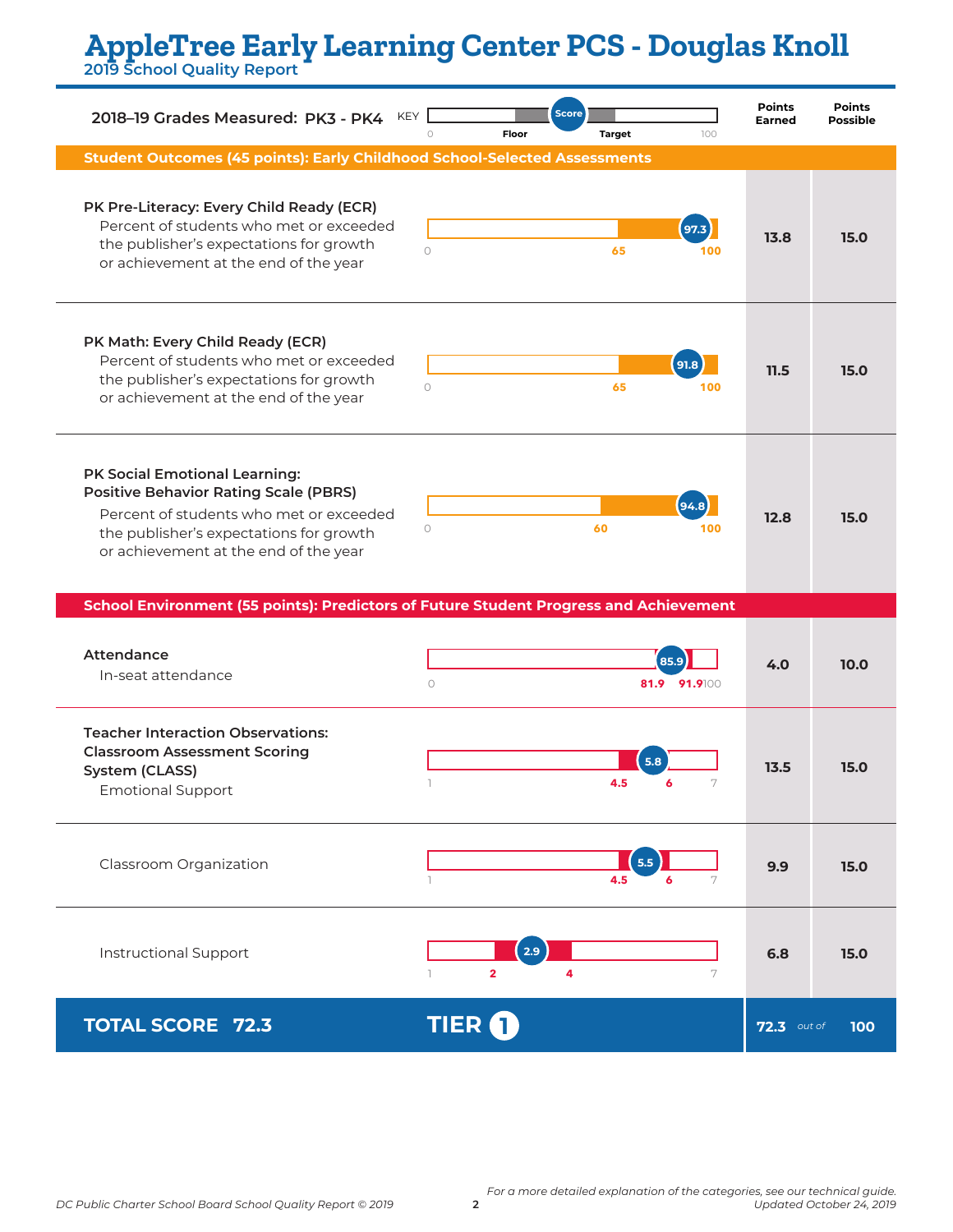# AppleTree Early Learning Center PCS - Douglas Knoll

2019 School Quality Report

**2018–19 Grades Measured: PK3 - PK4**

KEY: 0 — Floor — Score — Target — 100

| | | Points Earned | Points Possible |
|---|---|---|---|
| **Student Outcomes (45 points): Early Childhood School-Selected Assessments** | | | |
| **PK Pre-Literacy: Every Child Ready (ECR)** Percent of students who met or exceeded the publisher's expectations for growth or achievement at the end of the year | 0 · 65 · 100 · Score: 97.3 | 13.8 | 15.0 |
| **PK Math: Every Child Ready (ECR)** Percent of students who met or exceeded the publisher's expectations for growth or achievement at the end of the year | 0 · 65 · 100 · Score: 91.8 | 11.5 | 15.0 |
| **PK Social Emotional Learning: Positive Behavior Rating Scale (PBRS)** Percent of students who met or exceeded the publisher's expectations for growth or achievement at the end of the year | 0 · 60 · 100 · Score: 94.8 | 12.8 | 15.0 |
| **School Environment (55 points): Predictors of Future Student Progress and Achievement** | | | |
| **Attendance** In-seat attendance | 0 · 81.9 · 91.9 · 100 · Score: 85.9 | 4.0 | 10.0 |
| **Teacher Interaction Observations: Classroom Assessment Scoring System (CLASS)** Emotional Support | 1 · 4.5 · 6 · 7 · Score: 5.8 | 13.5 | 15.0 |
| Classroom Organization | 1 · 4.5 · 6 · 7 · Score: 5.5 | 9.9 | 15.0 |
| Instructional Support | 1 · 2 · 4 · 7 · Score: 2.9 | 6.8 | 15.0 |
| **TOTAL SCORE 72.3** | **TIER 1** | **72.3** out of | **100** |

*For a more detailed explanation of the categories, see our technical guide.*

*Updated October 24, 2019*

*DC Public Charter School Board School Quality Report © 2019*